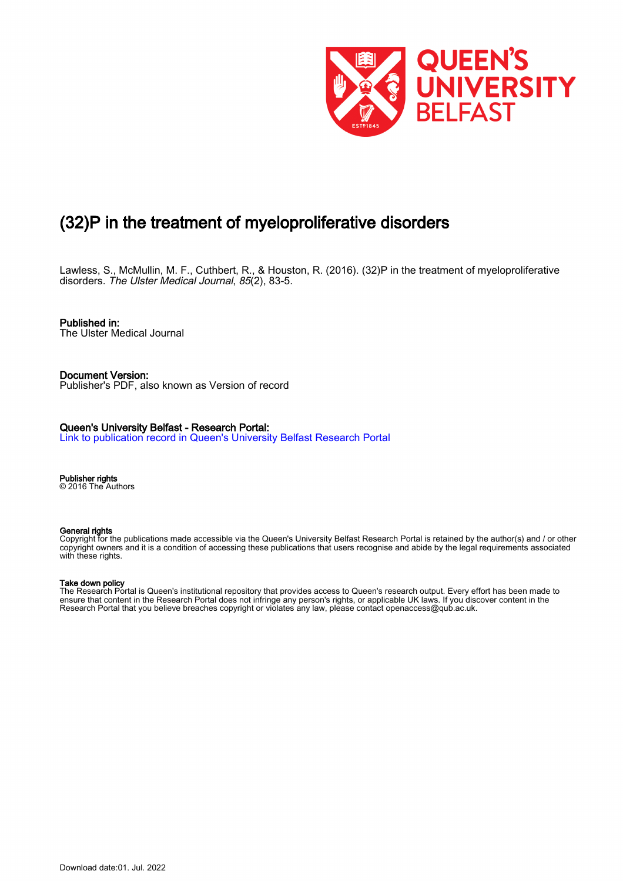# (32)P in the treatment of myeloproliferative disorders

Lawless, S., McMullin, M. F., Cuthbert, R., & Houston, R. (2016). (32)P in the treatment of myeloproliferative disorders. *The Ulster Medical Journal*, *85*(2), 83-5.

**Published in:**
The Ulster Medical Journal

**Document Version:**
Publisher's PDF, also known as Version of record

**Queen's University Belfast - Research Portal:**
[Link to publication record in Queen's University Belfast Research Portal]

**Publisher rights**
© 2016 The Authors

**General rights**
Copyright for the publications made accessible via the Queen's University Belfast Research Portal is retained by the author(s) and / or other copyright owners and it is a condition of accessing these publications that users recognise and abide by the legal requirements associated with these rights.

**Take down policy**
The Research Portal is Queen's institutional repository that provides access to Queen's research output. Every effort has been made to ensure that content in the Research Portal does not infringe any person's rights, or applicable UK laws. If you discover content in the Research Portal that you believe breaches copyright or violates any law, please contact openaccess@qub.ac.uk.

Download date:01. Jul. 2022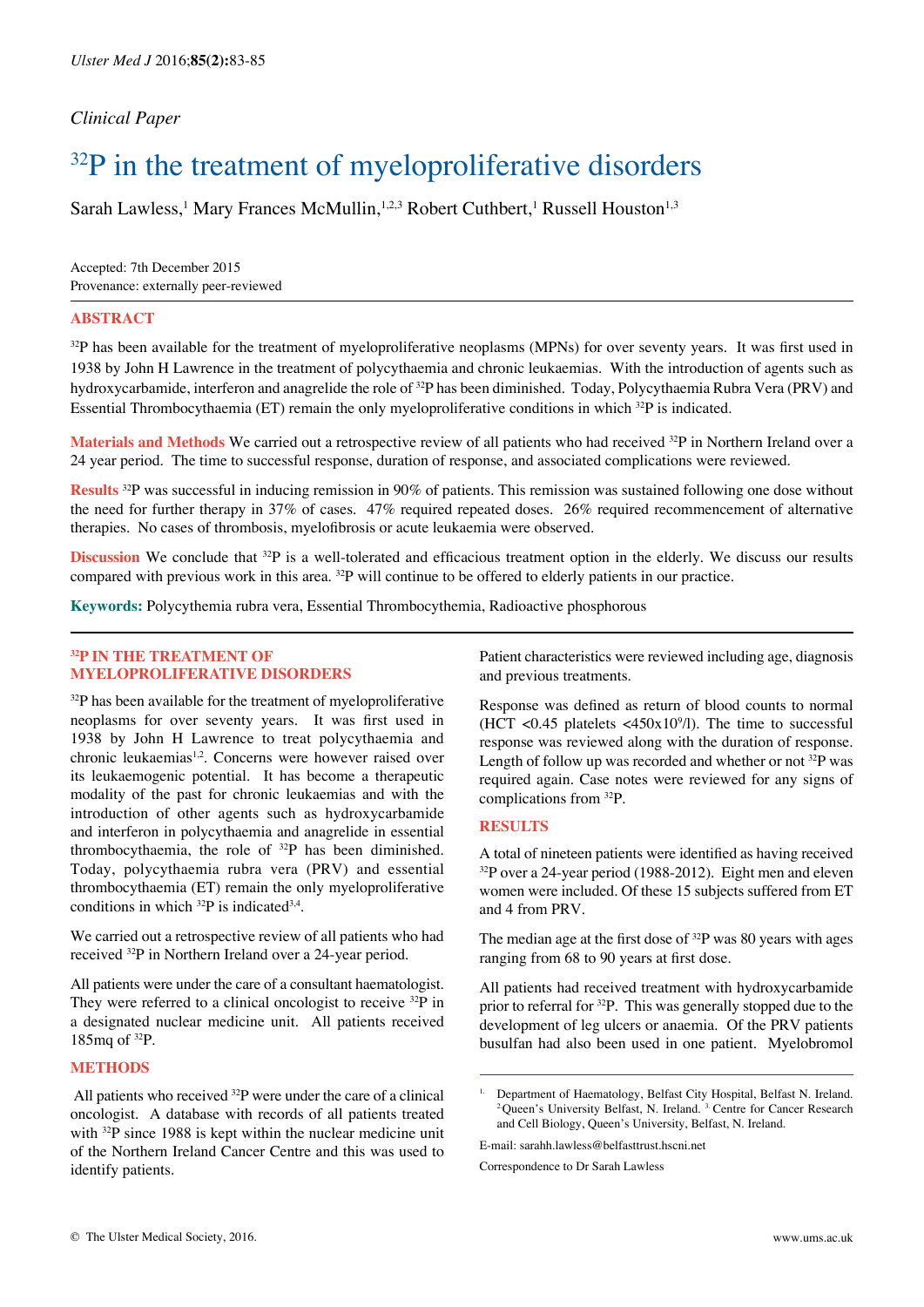*Clinical Paper*

# $^{32}$P in the treatment of myeloproliferative disorders

Sarah Lawless,[1] Mary Frances McMullin,[1,2,3] Robert Cuthbert,[1] Russell Houston[1,3]

Accepted: 7th December 2015
Provenance: externally peer-reviewed

## ABSTRACT

$^{32}$P has been available for the treatment of myeloproliferative neoplasms (MPNs) for over seventy years. It was first used in 1938 by John H Lawrence in the treatment of polycythaemia and chronic leukaemias. With the introduction of agents such as hydroxycarbamide, interferon and anagrelide the role of $^{32}$P has been diminished. Today, Polycythaemia Rubra Vera (PRV) and Essential Thrombocythaemia (ET) remain the only myeloproliferative conditions in which $^{32}$P is indicated.

**Materials and Methods** We carried out a retrospective review of all patients who had received $^{32}$P in Northern Ireland over a 24 year period. The time to successful response, duration of response, and associated complications were reviewed.

**Results** $^{32}$P was successful in inducing remission in 90% of patients. This remission was sustained following one dose without the need for further therapy in 37% of cases. 47% required repeated doses. 26% required recommencement of alternative therapies. No cases of thrombosis, myelofibrosis or acute leukaemia were observed.

**Discussion** We conclude that $^{32}$P is a well-tolerated and efficacious treatment option in the elderly. We discuss our results compared with previous work in this area. $^{32}$P will continue to be offered to elderly patients in our practice.

**Keywords:** Polycythemia rubra vera, Essential Thrombocythemia, Radioactive phosphorous

## $^{32}$P IN THE TREATMENT OF MYELOPROLIFERATIVE DISORDERS

$^{32}$P has been available for the treatment of myeloproliferative neoplasms for over seventy years. It was first used in 1938 by John H Lawrence to treat polycythaemia and chronic leukaemias[1,2]. Concerns were however raised over its leukaemogenic potential. It has become a therapeutic modality of the past for chronic leukaemias and with the introduction of other agents such as hydroxycarbamide and interferon in polycythaemia and anagrelide in essential thrombocythaemia, the role of $^{32}$P has been diminished. Today, polycythaemia rubra vera (PRV) and essential thrombocythaemia (ET) remain the only myeloproliferative conditions in which $^{32}$P is indicated[3,4].

We carried out a retrospective review of all patients who had received $^{32}$P in Northern Ireland over a 24-year period.

All patients were under the care of a consultant haematologist. They were referred to a clinical oncologist to receive $^{32}$P in a designated nuclear medicine unit. All patients received 185mq of $^{32}$P.

## METHODS

All patients who received $^{32}$P were under the care of a clinical oncologist. A database with records of all patients treated with $^{32}$P since 1988 is kept within the nuclear medicine unit of the Northern Ireland Cancer Centre and this was used to identify patients.

Patient characteristics were reviewed including age, diagnosis and previous treatments.

Response was defined as return of blood counts to normal (HCT <0.45 platelets <450x10$^9$/l). The time to successful response was reviewed along with the duration of response. Length of follow up was recorded and whether or not $^{32}$P was required again. Case notes were reviewed for any signs of complications from $^{32}$P.

## RESULTS

A total of nineteen patients were identified as having received $^{32}$P over a 24-year period (1988-2012). Eight men and eleven women were included. Of these 15 subjects suffered from ET and 4 from PRV.

The median age at the first dose of $^{32}$P was 80 years with ages ranging from 68 to 90 years at first dose.

All patients had received treatment with hydroxycarbamide prior to referral for $^{32}$P. This was generally stopped due to the development of leg ulcers or anaemia. Of the PRV patients busulfan had also been used in one patient. Myelobromol

[1] Department of Haematology, Belfast City Hospital, Belfast N. Ireland. [2] Queen's University Belfast, N. Ireland. [3] Centre for Cancer Research and Cell Biology, Queen's University, Belfast, N. Ireland.

E-mail: sarahh.lawless@belfasttrust.hscni.net

Correspondence to Dr Sarah Lawless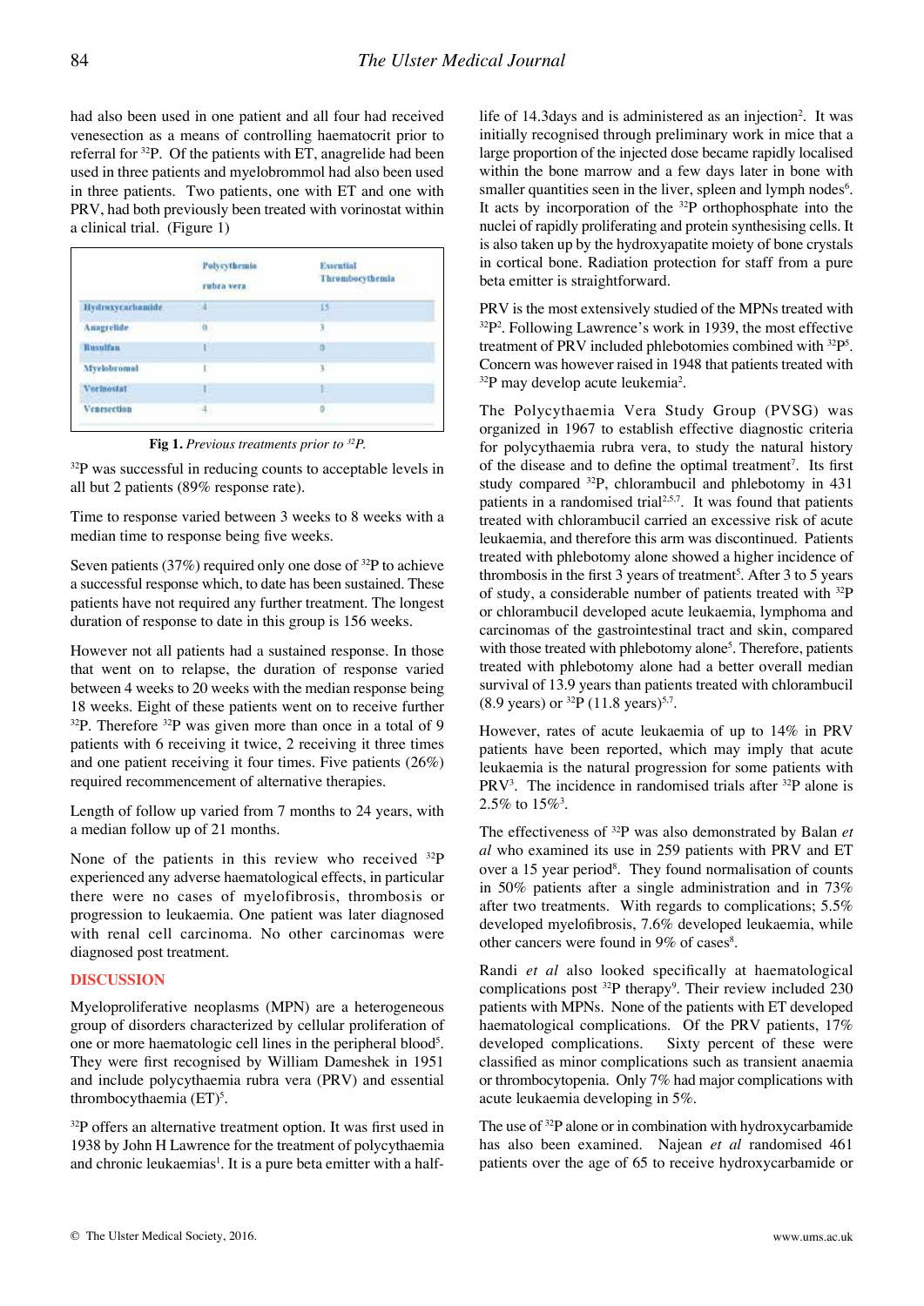had also been used in one patient and all four had received venesection as a means of controlling haematocrit prior to referral for $^{32}$P. Of the patients with ET, anagrelide had been used in three patients and myelobrommol had also been used in three patients. Two patients, one with ET and one with PRV, had both previously been treated with vorinostat within a clinical trial. (Figure 1)

| | Polycythemia rubra vera | Essential Thrombocythemia |
|---|---|---|
| Hydroxycarbamide | 4 | 15 |
| Anagrelide | 0 | 3 |
| Busulfan | 1 | 0 |
| Myelobromol | 1 | 3 |
| Vorinostat | 1 | 1 |
| Venesection | 4 | 0 |

**Fig 1.** *Previous treatments prior to $^{32}$P.*

$^{32}$P was successful in reducing counts to acceptable levels in all but 2 patients (89% response rate).

Time to response varied between 3 weeks to 8 weeks with a median time to response being five weeks.

Seven patients (37%) required only one dose of $^{32}$P to achieve a successful response which, to date has been sustained. These patients have not required any further treatment. The longest duration of response to date in this group is 156 weeks.

However not all patients had a sustained response. In those that went on to relapse, the duration of response varied between 4 weeks to 20 weeks with the median response being 18 weeks. Eight of these patients went on to receive further $^{32}$P. Therefore $^{32}$P was given more than once in a total of 9 patients with 6 receiving it twice, 2 receiving it three times and one patient receiving it four times. Five patients (26%) required recommencement of alternative therapies.

Length of follow up varied from 7 months to 24 years, with a median follow up of 21 months.

None of the patients in this review who received $^{32}$P experienced any adverse haematological effects, in particular there were no cases of myelofibrosis, thrombosis or progression to leukaemia. One patient was later diagnosed with renal cell carcinoma. No other carcinomas were diagnosed post treatment.

## DISCUSSION

Myeloproliferative neoplasms (MPN) are a heterogeneous group of disorders characterized by cellular proliferation of one or more haematologic cell lines in the peripheral blood[5]. They were first recognised by William Dameshek in 1951 and include polycythaemia rubra vera (PRV) and essential thrombocythaemia (ET)[5].

$^{32}$P offers an alternative treatment option. It was first used in 1938 by John H Lawrence for the treatment of polycythaemia and chronic leukaemias[1]. It is a pure beta emitter with a half-life of 14.3days and is administered as an injection[2]. It was initially recognised through preliminary work in mice that a large proportion of the injected dose became rapidly localised within the bone marrow and a few days later in bone with smaller quantities seen in the liver, spleen and lymph nodes[6]. It acts by incorporation of the $^{32}$P orthophosphate into the nuclei of rapidly proliferating and protein synthesising cells. It is also taken up by the hydroxyapatite moiety of bone crystals in cortical bone. Radiation protection for staff from a pure beta emitter is straightforward.

PRV is the most extensively studied of the MPNs treated with $^{32}$P[2]. Following Lawrence's work in 1939, the most effective treatment of PRV included phlebotomies combined with $^{32}$P[5]. Concern was however raised in 1948 that patients treated with $^{32}$P may develop acute leukemia[2].

The Polycythaemia Vera Study Group (PVSG) was organized in 1967 to establish effective diagnostic criteria for polycythaemia rubra vera, to study the natural history of the disease and to define the optimal treatment[7]. Its first study compared $^{32}$P, chlorambucil and phlebotomy in 431 patients in a randomised trial[2,5,7]. It was found that patients treated with chlorambucil carried an excessive risk of acute leukaemia, and therefore this arm was discontinued. Patients treated with phlebotomy alone showed a higher incidence of thrombosis in the first 3 years of treatment[5]. After 3 to 5 years of study, a considerable number of patients treated with $^{32}$P or chlorambucil developed acute leukaemia, lymphoma and carcinomas of the gastrointestinal tract and skin, compared with those treated with phlebotomy alone[5]. Therefore, patients treated with phlebotomy alone had a better overall median survival of 13.9 years than patients treated with chlorambucil (8.9 years) or $^{32}$P (11.8 years)[5,7].

However, rates of acute leukaemia of up to 14% in PRV patients have been reported, which may imply that acute leukaemia is the natural progression for some patients with PRV[3]. The incidence in randomised trials after $^{32}$P alone is 2.5% to 15%[3].

The effectiveness of $^{32}$P was also demonstrated by Balan *et al* who examined its use in 259 patients with PRV and ET over a 15 year period[8]. They found normalisation of counts in 50% patients after a single administration and in 73% after two treatments. With regards to complications; 5.5% developed myelofibrosis, 7.6% developed leukaemia, while other cancers were found in 9% of cases[8].

Randi *et al* also looked specifically at haematological complications post $^{32}$P therapy[9]. Their review included 230 patients with MPNs. None of the patients with ET developed haematological complications. Of the PRV patients, 17% developed complications. Sixty percent of these were classified as minor complications such as transient anaemia or thrombocytopenia. Only 7% had major complications with acute leukaemia developing in 5%.

The use of $^{32}$P alone or in combination with hydroxycarbamide has also been examined. Najean *et al* randomised 461 patients over the age of 65 to receive hydroxycarbamide or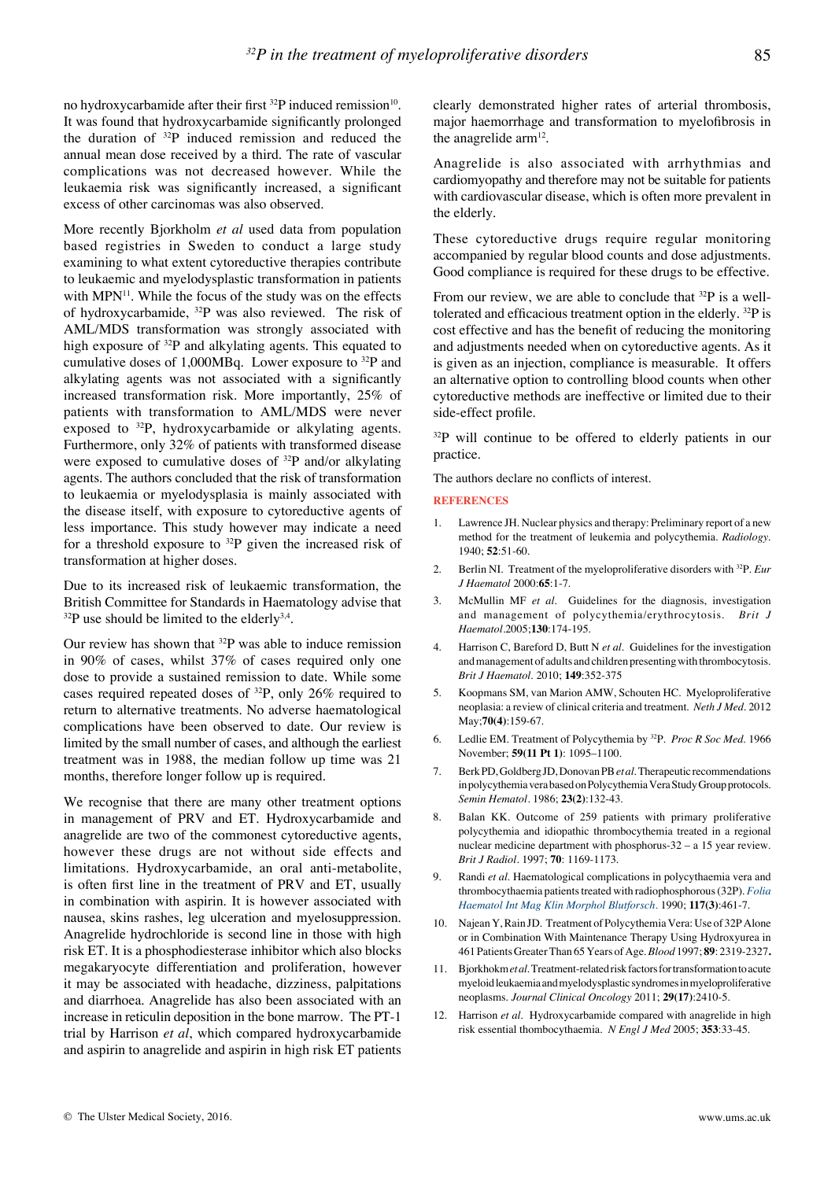no hydroxycarbamide after their first $^{32}P$ induced remission[10]. It was found that hydroxycarbamide significantly prolonged the duration of $^{32}P$ induced remission and reduced the annual mean dose received by a third. The rate of vascular complications was not decreased however. While the leukaemia risk was significantly increased, a significant excess of other carcinomas was also observed.

More recently Bjorkholm *et al* used data from population based registries in Sweden to conduct a large study examining to what extent cytoreductive therapies contribute to leukaemic and myelodysplastic transformation in patients with MPN[11]. While the focus of the study was on the effects of hydroxycarbamide, $^{32}P$ was also reviewed. The risk of AML/MDS transformation was strongly associated with high exposure of $^{32}P$ and alkylating agents. This equated to cumulative doses of 1,000MBq. Lower exposure to $^{32}P$ and alkylating agents was not associated with a significantly increased transformation risk. More importantly, 25% of patients with transformation to AML/MDS were never exposed to $^{32}P$, hydroxycarbamide or alkylating agents. Furthermore, only 32% of patients with transformed disease were exposed to cumulative doses of $^{32}P$ and/or alkylating agents. The authors concluded that the risk of transformation to leukaemia or myelodysplasia is mainly associated with the disease itself, with exposure to cytoreductive agents of less importance. This study however may indicate a need for a threshold exposure to $^{32}P$ given the increased risk of transformation at higher doses.

Due to its increased risk of leukaemic transformation, the British Committee for Standards in Haematology advise that $^{32}P$ use should be limited to the elderly[3,4].

Our review has shown that $^{32}P$ was able to induce remission in 90% of cases, whilst 37% of cases required only one dose to provide a sustained remission to date. While some cases required repeated doses of $^{32}P$, only 26% required to return to alternative treatments. No adverse haematological complications have been observed to date. Our review is limited by the small number of cases, and although the earliest treatment was in 1988, the median follow up time was 21 months, therefore longer follow up is required.

We recognise that there are many other treatment options in management of PRV and ET. Hydroxycarbamide and anagrelide are two of the commonest cytoreductive agents, however these drugs are not without side effects and limitations. Hydroxycarbamide, an oral anti-metabolite, is often first line in the treatment of PRV and ET, usually in combination with aspirin. It is however associated with nausea, skins rashes, leg ulceration and myelosuppression. Anagrelide hydrochloride is second line in those with high risk ET. It is a phosphodiesterase inhibitor which also blocks megakaryocyte differentiation and proliferation, however it may be associated with headache, dizziness, palpitations and diarrhoea. Anagrelide has also been associated with an increase in reticulin deposition in the bone marrow. The PT-1 trial by Harrison *et al*, which compared hydroxycarbamide and aspirin to anagrelide and aspirin in high risk ET patients clearly demonstrated higher rates of arterial thrombosis, major haemorrhage and transformation to myelofibrosis in the anagrelide arm[12].

Anagrelide is also associated with arrhythmias and cardiomyopathy and therefore may not be suitable for patients with cardiovascular disease, which is often more prevalent in the elderly.

These cytoreductive drugs require regular monitoring accompanied by regular blood counts and dose adjustments. Good compliance is required for these drugs to be effective.

From our review, we are able to conclude that $^{32}P$ is a well-tolerated and efficacious treatment option in the elderly. $^{32}P$ is cost effective and has the benefit of reducing the monitoring and adjustments needed when on cytoreductive agents. As it is given as an injection, compliance is measurable. It offers an alternative option to controlling blood counts when other cytoreductive methods are ineffective or limited due to their side-effect profile.

$^{32}P$ will continue to be offered to elderly patients in our practice.

The authors declare no conflicts of interest.

## REFERENCES

1. Lawrence JH. Nuclear physics and therapy: Preliminary report of a new method for the treatment of leukemia and polycythemia. *Radiology*. 1940; **52**:51-60.
2. Berlin NI. Treatment of the myeloproliferative disorders with $^{32}P$. *Eur J Haematol* 2000:**65**:1-7.
3. McMullin MF *et al*. Guidelines for the diagnosis, investigation and management of polycythaemia/erythrocytosis. *Brit J Haematol*.2005;**130**:174-195.
4. Harrison C, Bareford D, Butt N *et al*. Guidelines for the investigation and management of adults and children presenting with thrombocytosis. *Brit J Haematol*. 2010; **149**:352-375
5. Koopmans SM, van Marion AMW, Schouten HC. Myeloproliferative neoplasia: a review of clinical criteria and treatment. *Neth J Med*. 2012 May;**70(4)**:159-67.
6. Ledlie EM. Treatment of Polycythemia by $^{32}P$. *Proc R Soc Med*. 1966 November; **59(11 Pt 1)**: 1095–1100.
7. Berk PD, Goldberg JD, Donovan PB *et al*. Therapeutic recommendations in polycythemia vera based on Polycythemia Vera Study Group protocols. *Semin Hematol*. 1986; **23(2)**:132-43.
8. Balan KK. Outcome of 259 patients with primary proliferative polycythemia and idiopathic thrombocythemia treated in a regional nuclear medicine department with phosphorus-32 – a 15 year review. *Brit J Radiol*. 1997; **70**: 1169-1173.
9. Randi *et al*. Haematological complications in polycythaemia vera and thrombocythaemia patients treated with radiophosphorous (32P). *Folia Haematol Int Mag Klin Morphol Blutforsch*. 1990; **117(3)**:461-7.
10. Najean Y, Rain JD. Treatment of Polycythemia Vera: Use of 32P Alone or in Combination With Maintenance Therapy Using Hydroxyurea in 461 Patients Greater Than 65 Years of Age. *Blood* 1997; **89**: 2319-2327**.**
11. Bjorkhokm *et al*. Treatment-related risk factors for transformation to acute myeloid leukaemia and myelodysplastic syndromes in myeloproliferative neoplasms. *Journal Clinical Oncology* 2011; **29(17)**:2410-5.
12. Harrison *et al*. Hydroxycarbamide compared with anagrelide in high risk essential thombocythaemia. *N Engl J Med* 2005; **353**:33-45.